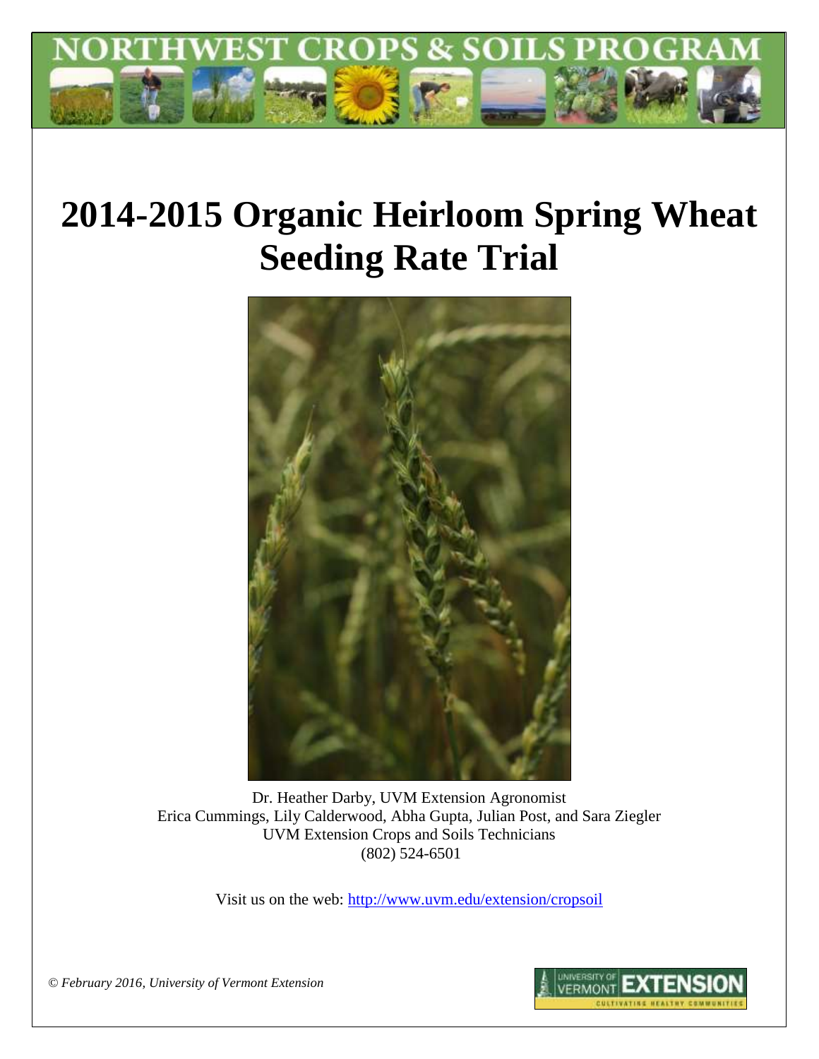# NORTHWEST CROPS & SOILS PROGRAM

# 2014-2015 Organic Heirloom Spring Wheat Seeding Rate Trial

Dr. Heather Darby, UVM Extension Agronomist
Erica Cummings, Lily Calderwood, Abha Gupta, Julian Post, and Sara Ziegler
UVM Extension Crops and Soils Technicians
(802) 524-6501

Visit us on the web: http://www.uvm.edu/extension/cropsoil

*© February 2016, University of Vermont Extension*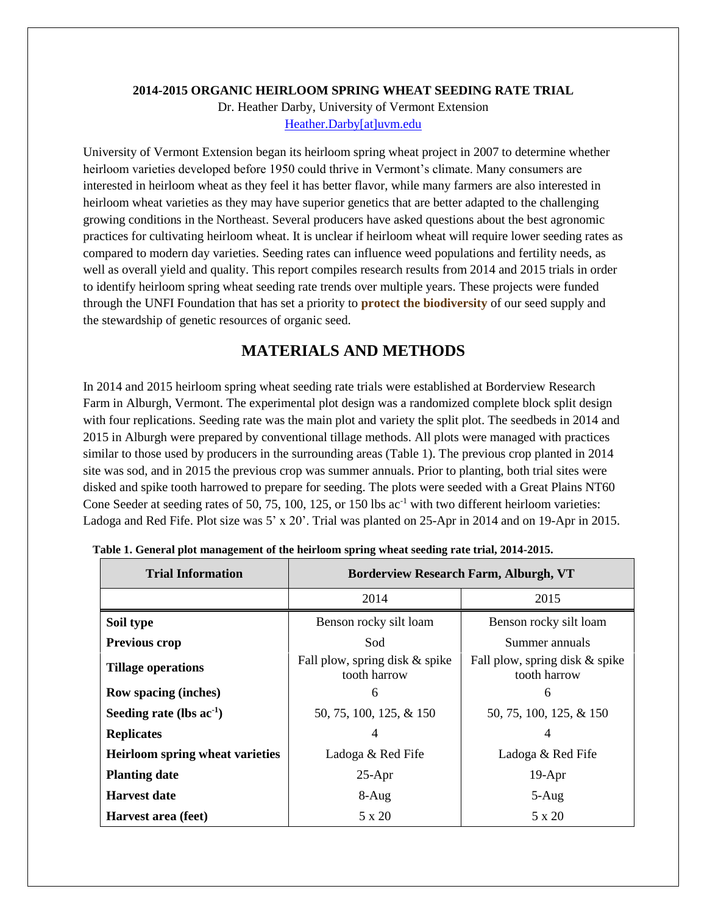**2014-2015 ORGANIC HEIRLOOM SPRING WHEAT SEEDING RATE TRIAL**

Dr. Heather Darby, University of Vermont Extension

Heather.Darby[at]uvm.edu

University of Vermont Extension began its heirloom spring wheat project in 2007 to determine whether heirloom varieties developed before 1950 could thrive in Vermont's climate. Many consumers are interested in heirloom wheat as they feel it has better flavor, while many farmers are also interested in heirloom wheat varieties as they may have superior genetics that are better adapted to the challenging growing conditions in the Northeast. Several producers have asked questions about the best agronomic practices for cultivating heirloom wheat. It is unclear if heirloom wheat will require lower seeding rates as compared to modern day varieties. Seeding rates can influence weed populations and fertility needs, as well as overall yield and quality. This report compiles research results from 2014 and 2015 trials in order to identify heirloom spring wheat seeding rate trends over multiple years. These projects were funded through the UNFI Foundation that has set a priority to **protect the biodiversity** of our seed supply and the stewardship of genetic resources of organic seed.

## MATERIALS AND METHODS

In 2014 and 2015 heirloom spring wheat seeding rate trials were established at Borderview Research Farm in Alburgh, Vermont. The experimental plot design was a randomized complete block split design with four replications. Seeding rate was the main plot and variety the split plot. The seedbeds in 2014 and 2015 in Alburgh were prepared by conventional tillage methods. All plots were managed with practices similar to those used by producers in the surrounding areas (Table 1). The previous crop planted in 2014 site was sod, and in 2015 the previous crop was summer annuals. Prior to planting, both trial sites were disked and spike tooth harrowed to prepare for seeding. The plots were seeded with a Great Plains NT60 Cone Seeder at seeding rates of 50, 75, 100, 125, or 150 lbs ac$^{-1}$ with two different heirloom varieties: Ladoga and Red Fife. Plot size was 5' x 20'. Trial was planted on 25-Apr in 2014 and on 19-Apr in 2015.

**Table 1. General plot management of the heirloom spring wheat seeding rate trial, 2014-2015.**

| Trial Information | Borderview Research Farm, Alburgh, VT | |
|---|---|---|
| | 2014 | 2015 |
| **Soil type** | Benson rocky silt loam | Benson rocky silt loam |
| **Previous crop** | Sod | Summer annuals |
| **Tillage operations** | Fall plow, spring disk & spike tooth harrow | Fall plow, spring disk & spike tooth harrow |
| **Row spacing (inches)** | 6 | 6 |
| **Seeding rate (lbs ac$^{-1}$)** | 50, 75, 100, 125, & 150 | 50, 75, 100, 125, & 150 |
| **Replicates** | 4 | 4 |
| **Heirloom spring wheat varieties** | Ladoga & Red Fife | Ladoga & Red Fife |
| **Planting date** | 25-Apr | 19-Apr |
| **Harvest date** | 8-Aug | 5-Aug |
| **Harvest area (feet)** | 5 x 20 | 5 x 20 |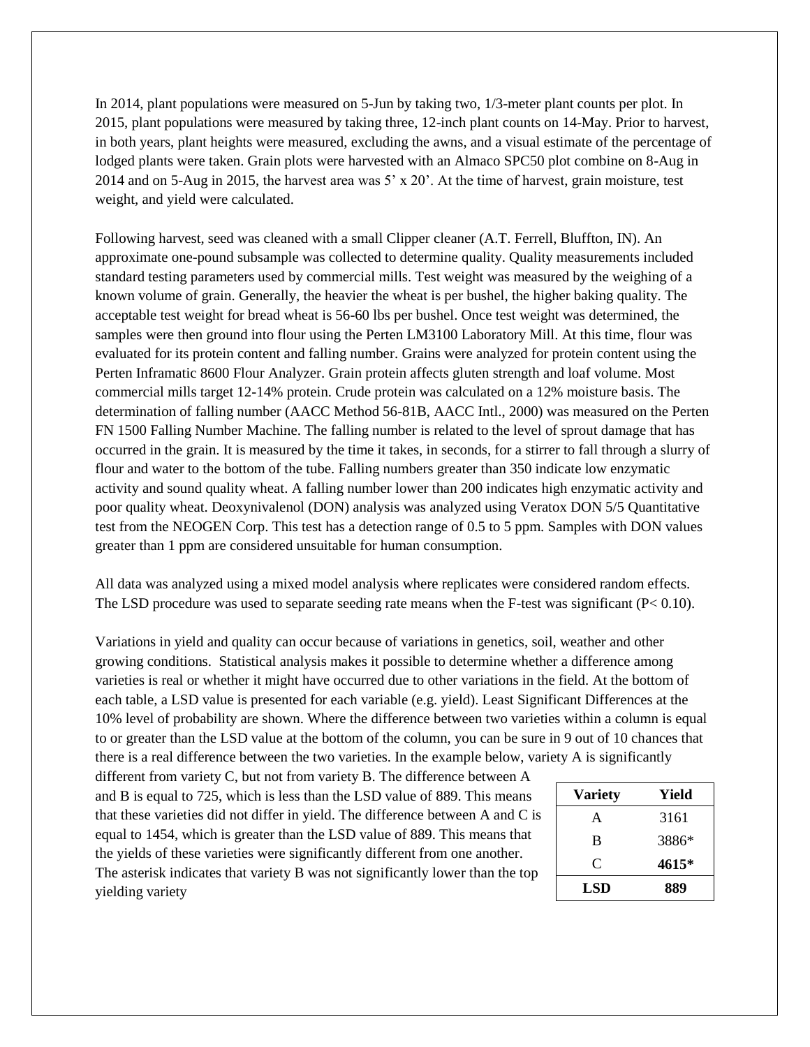In 2014, plant populations were measured on 5-Jun by taking two, 1/3-meter plant counts per plot. In 2015, plant populations were measured by taking three, 12-inch plant counts on 14-May. Prior to harvest, in both years, plant heights were measured, excluding the awns, and a visual estimate of the percentage of lodged plants were taken. Grain plots were harvested with an Almaco SPC50 plot combine on 8-Aug in 2014 and on 5-Aug in 2015, the harvest area was 5' x 20'. At the time of harvest, grain moisture, test weight, and yield were calculated.

Following harvest, seed was cleaned with a small Clipper cleaner (A.T. Ferrell, Bluffton, IN). An approximate one-pound subsample was collected to determine quality. Quality measurements included standard testing parameters used by commercial mills. Test weight was measured by the weighing of a known volume of grain. Generally, the heavier the wheat is per bushel, the higher baking quality. The acceptable test weight for bread wheat is 56-60 lbs per bushel. Once test weight was determined, the samples were then ground into flour using the Perten LM3100 Laboratory Mill. At this time, flour was evaluated for its protein content and falling number. Grains were analyzed for protein content using the Perten Inframatic 8600 Flour Analyzer. Grain protein affects gluten strength and loaf volume. Most commercial mills target 12-14% protein. Crude protein was calculated on a 12% moisture basis. The determination of falling number (AACC Method 56-81B, AACC Intl., 2000) was measured on the Perten FN 1500 Falling Number Machine. The falling number is related to the level of sprout damage that has occurred in the grain. It is measured by the time it takes, in seconds, for a stirrer to fall through a slurry of flour and water to the bottom of the tube. Falling numbers greater than 350 indicate low enzymatic activity and sound quality wheat. A falling number lower than 200 indicates high enzymatic activity and poor quality wheat. Deoxynivalenol (DON) analysis was analyzed using Veratox DON 5/5 Quantitative test from the NEOGEN Corp. This test has a detection range of 0.5 to 5 ppm. Samples with DON values greater than 1 ppm are considered unsuitable for human consumption.

All data was analyzed using a mixed model analysis where replicates were considered random effects. The LSD procedure was used to separate seeding rate means when the F-test was significant ($P < 0.10$).

Variations in yield and quality can occur because of variations in genetics, soil, weather and other growing conditions. Statistical analysis makes it possible to determine whether a difference among varieties is real or whether it might have occurred due to other variations in the field. At the bottom of each table, a LSD value is presented for each variable (e.g. yield). Least Significant Differences at the 10% level of probability are shown. Where the difference between two varieties within a column is equal to or greater than the LSD value at the bottom of the column, you can be sure in 9 out of 10 chances that there is a real difference between the two varieties. In the example below, variety A is significantly different from variety C, but not from variety B. The difference between A and B is equal to 725, which is less than the LSD value of 889. This means that these varieties did not differ in yield. The difference between A and C is equal to 1454, which is greater than the LSD value of 889. This means that the yields of these varieties were significantly different from one another. The asterisk indicates that variety B was not significantly lower than the top yielding variety

| Variety | Yield |
|---|---|
| A | 3161 |
| B | 3886* |
| C | **4615*** |
| **LSD** | **889** |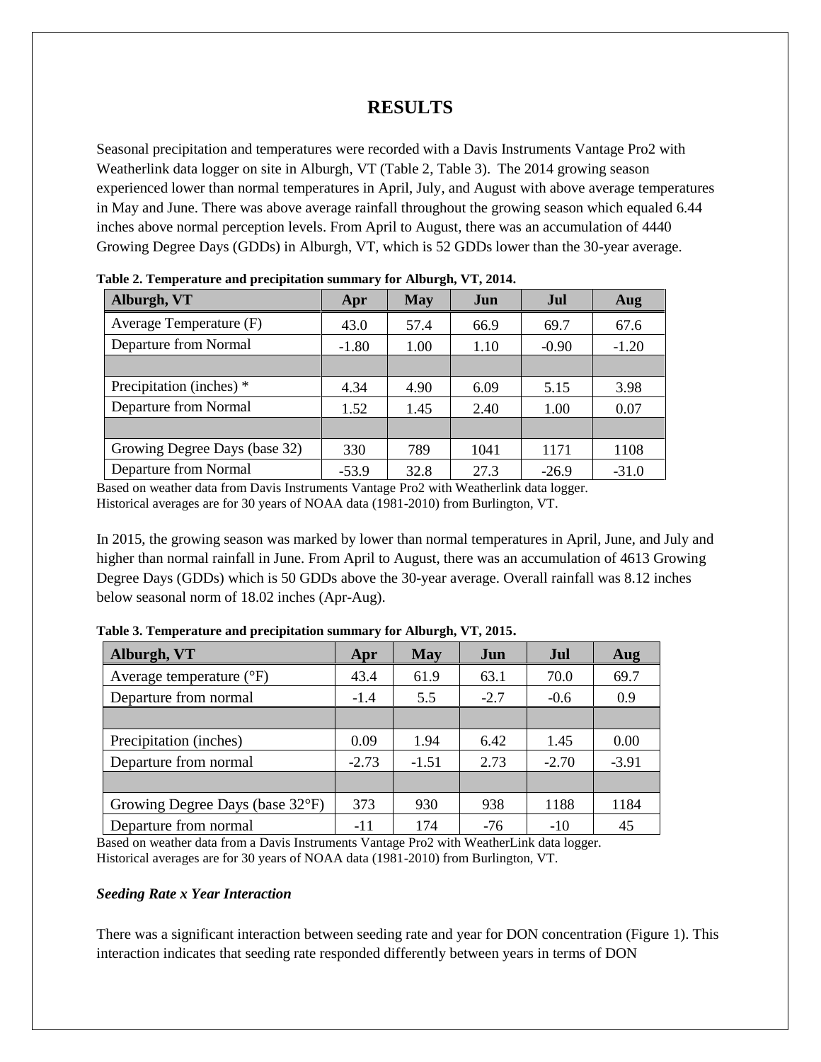# RESULTS

Seasonal precipitation and temperatures were recorded with a Davis Instruments Vantage Pro2 with Weatherlink data logger on site in Alburgh, VT (Table 2, Table 3). The 2014 growing season experienced lower than normal temperatures in April, July, and August with above average temperatures in May and June. There was above average rainfall throughout the growing season which equaled 6.44 inches above normal perception levels. From April to August, there was an accumulation of 4440 Growing Degree Days (GDDs) in Alburgh, VT, which is 52 GDDs lower than the 30-year average.

**Table 2. Temperature and precipitation summary for Alburgh, VT, 2014.**

| Alburgh, VT | Apr | May | Jun | Jul | Aug |
|---|---|---|---|---|---|
| Average Temperature (F) | 43.0 | 57.4 | 66.9 | 69.7 | 67.6 |
| Departure from Normal | -1.80 | 1.00 | 1.10 | -0.90 | -1.20 |
| | | | | | |
| Precipitation (inches) * | 4.34 | 4.90 | 6.09 | 5.15 | 3.98 |
| Departure from Normal | 1.52 | 1.45 | 2.40 | 1.00 | 0.07 |
| | | | | | |
| Growing Degree Days (base 32) | 330 | 789 | 1041 | 1171 | 1108 |
| Departure from Normal | -53.9 | 32.8 | 27.3 | -26.9 | -31.0 |

Based on weather data from Davis Instruments Vantage Pro2 with Weatherlink data logger.
Historical averages are for 30 years of NOAA data (1981-2010) from Burlington, VT.

In 2015, the growing season was marked by lower than normal temperatures in April, June, and July and higher than normal rainfall in June. From April to August, there was an accumulation of 4613 Growing Degree Days (GDDs) which is 50 GDDs above the 30-year average. Overall rainfall was 8.12 inches below seasonal norm of 18.02 inches (Apr-Aug).

**Table 3. Temperature and precipitation summary for Alburgh, VT, 2015.**

| Alburgh, VT | Apr | May | Jun | Jul | Aug |
|---|---|---|---|---|---|
| Average temperature (°F) | 43.4 | 61.9 | 63.1 | 70.0 | 69.7 |
| Departure from normal | -1.4 | 5.5 | -2.7 | -0.6 | 0.9 |
| | | | | | |
| Precipitation (inches) | 0.09 | 1.94 | 6.42 | 1.45 | 0.00 |
| Departure from normal | -2.73 | -1.51 | 2.73 | -2.70 | -3.91 |
| | | | | | |
| Growing Degree Days (base 32°F) | 373 | 930 | 938 | 1188 | 1184 |
| Departure from normal | -11 | 174 | -76 | -10 | 45 |

Based on weather data from a Davis Instruments Vantage Pro2 with WeatherLink data logger.
Historical averages are for 30 years of NOAA data (1981-2010) from Burlington, VT.

### *Seeding Rate x Year Interaction*

There was a significant interaction between seeding rate and year for DON concentration (Figure 1). This interaction indicates that seeding rate responded differently between years in terms of DON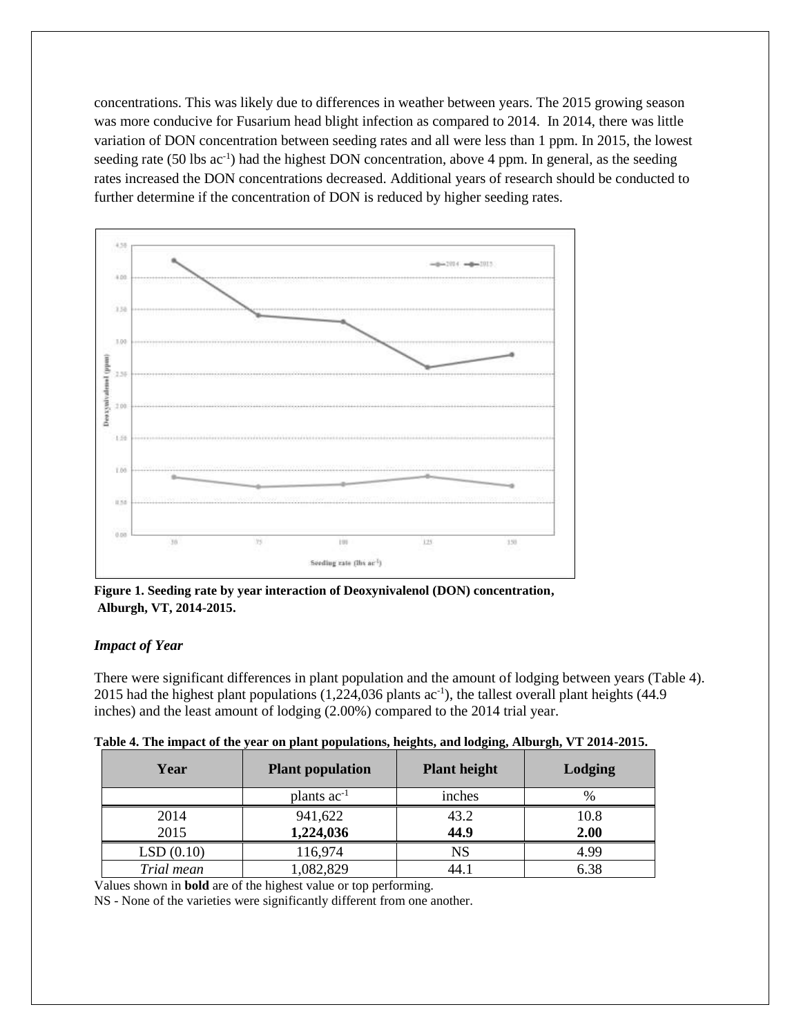concentrations. This was likely due to differences in weather between years. The 2015 growing season was more conducive for Fusarium head blight infection as compared to 2014. In 2014, there was little variation of DON concentration between seeding rates and all were less than 1 ppm. In 2015, the lowest seeding rate (50 lbs $ac^{-1}$) had the highest DON concentration, above 4 ppm. In general, as the seeding rates increased the DON concentrations decreased. Additional years of research should be conducted to further determine if the concentration of DON is reduced by higher seeding rates.

**Figure 1. Seeding rate by year interaction of Deoxynivalenol (DON) concentration, Alburgh, VT, 2014-2015.**

### *Impact of Year*

There were significant differences in plant population and the amount of lodging between years (Table 4). 2015 had the highest plant populations (1,224,036 plants $ac^{-1}$), the tallest overall plant heights (44.9 inches) and the least amount of lodging (2.00%) compared to the 2014 trial year.

**Table 4. The impact of the year on plant populations, heights, and lodging, Alburgh, VT 2014-2015.**

| Year | Plant population | Plant height | Lodging |
|---|---|---|---|
| | plants $ac^{-1}$ | inches | % |
| 2014 | 941,622 | 43.2 | 10.8 |
| 2015 | **1,224,036** | **44.9** | **2.00** |
| LSD (0.10) | 116,974 | NS | 4.99 |
| *Trial mean* | 1,082,829 | 44.1 | 6.38 |

Values shown in **bold** are of the highest value or top performing.
NS - None of the varieties were significantly different from one another.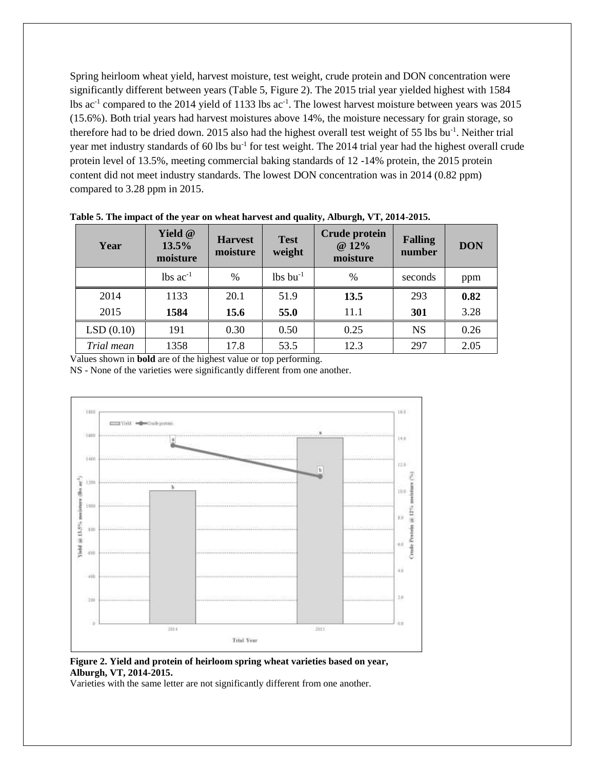Spring heirloom wheat yield, harvest moisture, test weight, crude protein and DON concentration were significantly different between years (Table 5, Figure 2). The 2015 trial year yielded highest with 1584 lbs ac$^{-1}$ compared to the 2014 yield of 1133 lbs ac$^{-1}$. The lowest harvest moisture between years was 2015 (15.6%). Both trial years had harvest moistures above 14%, the moisture necessary for grain storage, so therefore had to be dried down. 2015 also had the highest overall test weight of 55 lbs bu$^{-1}$. Neither trial year met industry standards of 60 lbs bu$^{-1}$ for test weight. The 2014 trial year had the highest overall crude protein level of 13.5%, meeting commercial baking standards of 12 -14% protein, the 2015 protein content did not meet industry standards. The lowest DON concentration was in 2014 (0.82 ppm) compared to 3.28 ppm in 2015.

**Table 5. The impact of the year on wheat harvest and quality, Alburgh, VT, 2014-2015.**

| Year | Yield @ 13.5% moisture | Harvest moisture | Test weight | Crude protein @ 12% moisture | Falling number | DON |
|---|---|---|---|---|---|---|
| | lbs ac$^{-1}$ | % | lbs bu$^{-1}$ | % | seconds | ppm |
| 2014 | 1133 | 20.1 | 51.9 | **13.5** | 293 | **0.82** |
| 2015 | **1584** | **15.6** | **55.0** | 11.1 | **301** | 3.28 |
| LSD (0.10) | 191 | 0.30 | 0.50 | 0.25 | NS | 0.26 |
| *Trial mean* | 1358 | 17.8 | 53.5 | 12.3 | 297 | 2.05 |

Values shown in **bold** are of the highest value or top performing.
NS - None of the varieties were significantly different from one another.

**Figure 2. Yield and protein of heirloom spring wheat varieties based on year, Alburgh, VT, 2014-2015.**
Varieties with the same letter are not significantly different from one another.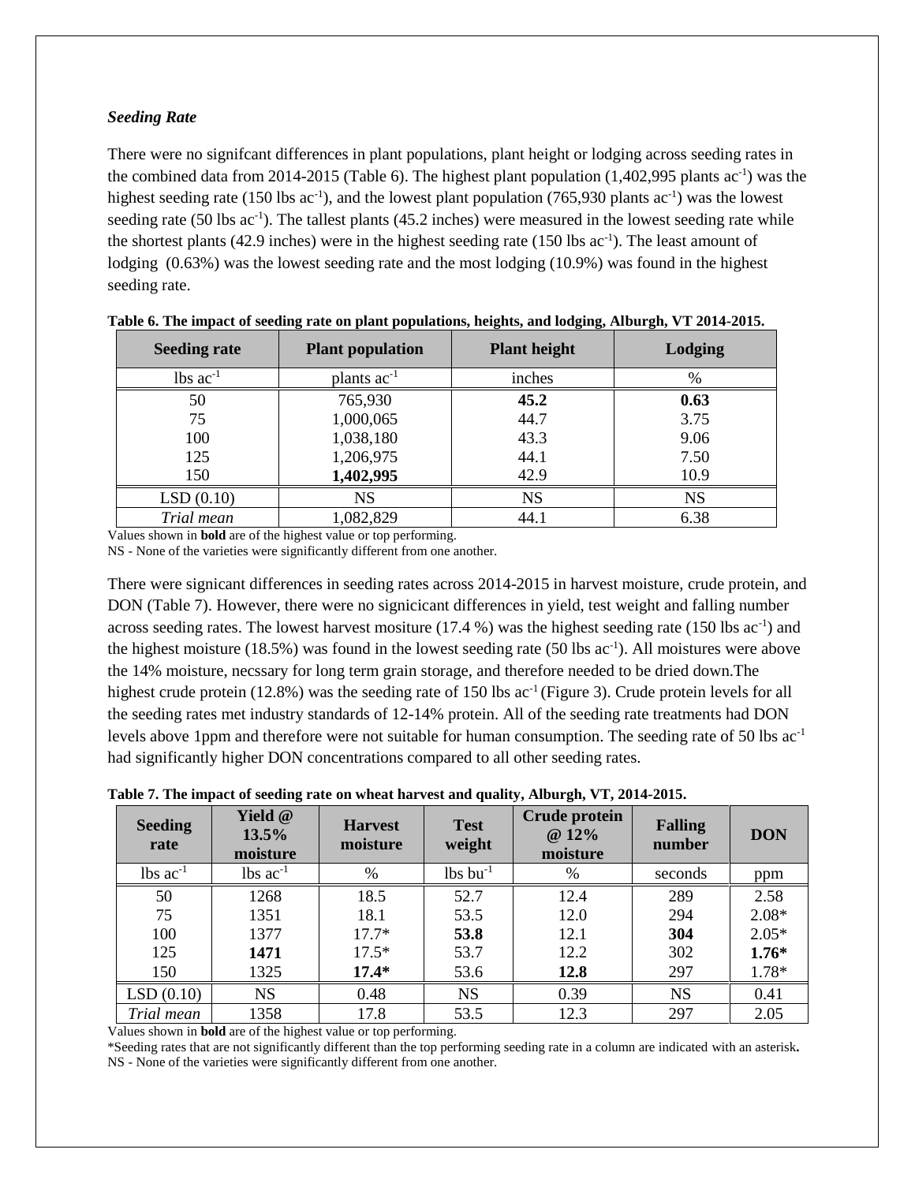### *Seeding Rate*

There were no signifcant differences in plant populations, plant height or lodging across seeding rates in the combined data from 2014-2015 (Table 6). The highest plant population (1,402,995 plants ac$^{-1}$) was the highest seeding rate (150 lbs ac$^{-1}$), and the lowest plant population (765,930 plants ac$^{-1}$) was the lowest seeding rate (50 lbs ac$^{-1}$). The tallest plants (45.2 inches) were measured in the lowest seeding rate while the shortest plants (42.9 inches) were in the highest seeding rate (150 lbs ac$^{-1}$). The least amount of lodging (0.63%) was the lowest seeding rate and the most lodging (10.9%) was found in the highest seeding rate.

**Table 6. The impact of seeding rate on plant populations, heights, and lodging, Alburgh, VT 2014-2015.**

| Seeding rate | Plant population | Plant height | Lodging |
|---|---|---|---|
| lbs ac$^{-1}$ | plants ac$^{-1}$ | inches | % |
| 50 | 765,930 | **45.2** | **0.63** |
| 75 | 1,000,065 | 44.7 | 3.75 |
| 100 | 1,038,180 | 43.3 | 9.06 |
| 125 | 1,206,975 | 44.1 | 7.50 |
| 150 | **1,402,995** | 42.9 | 10.9 |
| LSD (0.10) | NS | NS | NS |
| *Trial mean* | 1,082,829 | 44.1 | 6.38 |

Values shown in **bold** are of the highest value or top performing.
NS - None of the varieties were significantly different from one another.

There were signicant differences in seeding rates across 2014-2015 in harvest moisture, crude protein, and DON (Table 7). However, there were no signicicant differences in yield, test weight and falling number across seeding rates. The lowest harvest mositure (17.4 %) was the highest seeding rate (150 lbs ac$^{-1}$) and the highest moisture (18.5%) was found in the lowest seeding rate (50 lbs ac$^{-1}$). All moistures were above the 14% moisture, necssary for long term grain storage, and therefore needed to be dried down.The highest crude protein (12.8%) was the seeding rate of 150 lbs ac$^{-1}$ (Figure 3). Crude protein levels for all the seeding rates met industry standards of 12-14% protein. All of the seeding rate treatments had DON levels above 1ppm and therefore were not suitable for human consumption. The seeding rate of 50 lbs ac$^{-1}$ had significantly higher DON concentrations compared to all other seeding rates.

**Table 7. The impact of seeding rate on wheat harvest and quality, Alburgh, VT, 2014-2015.**

| Seeding rate | Yield @ 13.5% moisture | Harvest moisture | Test weight | Crude protein @ 12% moisture | Falling number | DON |
|---|---|---|---|---|---|---|
| lbs ac$^{-1}$ | lbs ac$^{-1}$ | % | lbs bu$^{-1}$ | % | seconds | ppm |
| 50 | 1268 | 18.5 | 52.7 | 12.4 | 289 | 2.58 |
| 75 | 1351 | 18.1 | 53.5 | 12.0 | 294 | 2.08* |
| 100 | 1377 | 17.7* | **53.8** | 12.1 | **304** | 2.05* |
| 125 | **1471** | 17.5* | 53.7 | 12.2 | 302 | **1.76*** |
| 150 | 1325 | **17.4*** | 53.6 | **12.8** | 297 | 1.78* |
| LSD (0.10) | NS | 0.48 | NS | 0.39 | NS | 0.41 |
| *Trial mean* | 1358 | 17.8 | 53.5 | 12.3 | 297 | 2.05 |

Values shown in **bold** are of the highest value or top performing.
*Seeding rates that are not significantly different than the top performing seeding rate in a column are indicated with an asterisk**.**
NS - None of the varieties were significantly different from one another.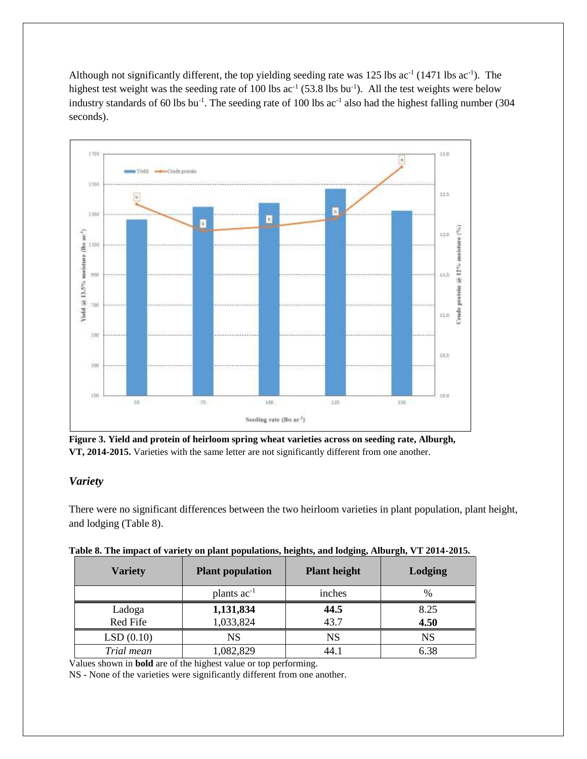Although not significantly different, the top yielding seeding rate was 125 lbs ac$^{-1}$ (1471 lbs ac$^{-1}$). The highest test weight was the seeding rate of 100 lbs ac$^{-1}$ (53.8 lbs bu$^{-1}$). All the test weights were below industry standards of 60 lbs bu$^{-1}$. The seeding rate of 100 lbs ac$^{-1}$ also had the highest falling number (304 seconds).

**Figure 3. Yield and protein of heirloom spring wheat varieties across on seeding rate, Alburgh, VT, 2014-2015.** Varieties with the same letter are not significantly different from one another.

### *Variety*

There were no significant differences between the two heirloom varieties in plant population, plant height, and lodging (Table 8).

**Table 8. The impact of variety on plant populations, heights, and lodging, Alburgh, VT 2014-2015.**

| Variety | Plant population | Plant height | Lodging |
|---|---|---|---|
| | plants ac$^{-1}$ | inches | % |
| Ladoga | **1,131,834** | **44.5** | 8.25 |
| Red Fife | 1,033,824 | 43.7 | **4.50** |
| LSD (0.10) | NS | NS | NS |
| *Trial mean* | 1,082,829 | 44.1 | 6.38 |

Values shown in **bold** are of the highest value or top performing.
NS - None of the varieties were significantly different from one another.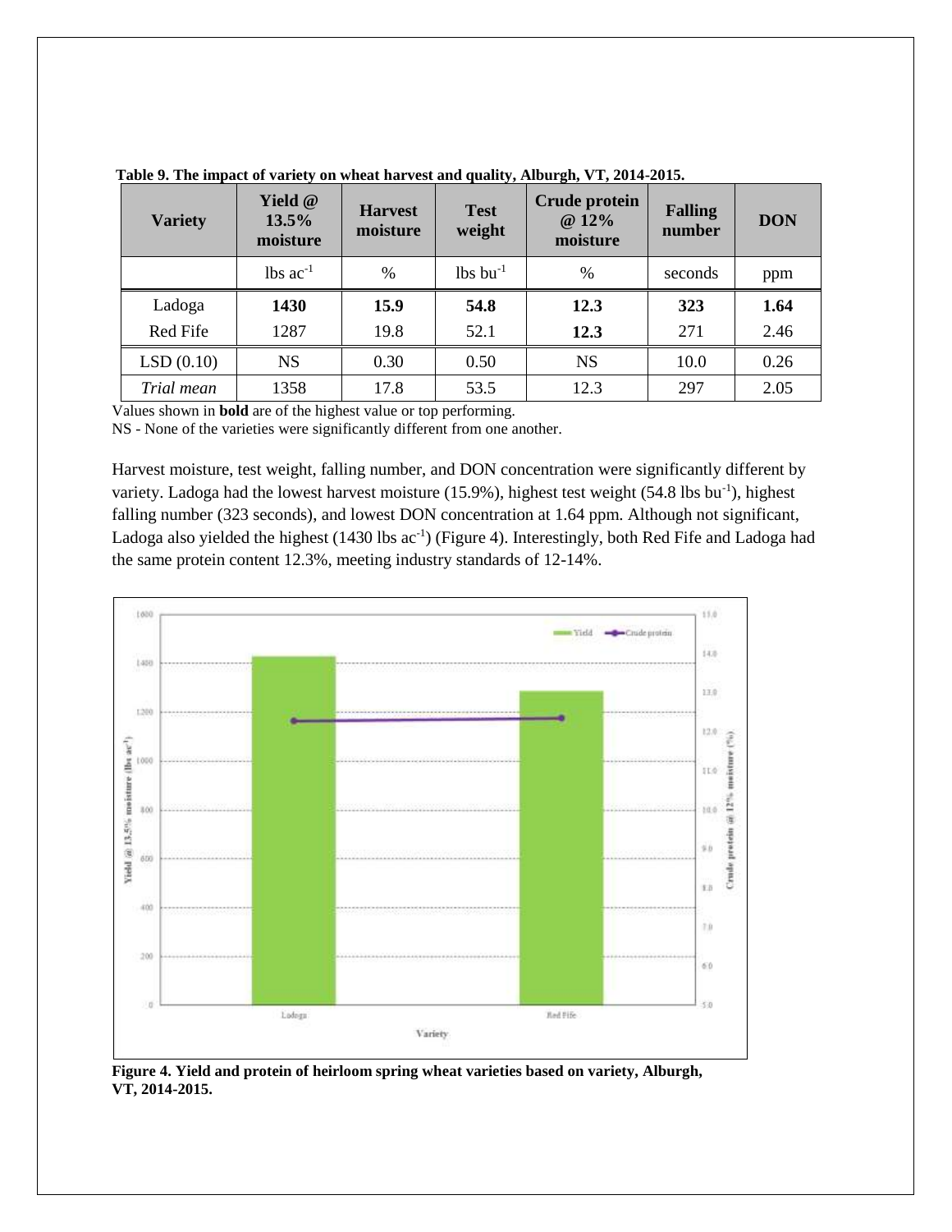**Table 9. The impact of variety on wheat harvest and quality, Alburgh, VT, 2014-2015.**

| Variety | Yield @ 13.5% moisture | Harvest moisture | Test weight | Crude protein @ 12% moisture | Falling number | DON |
|---|---|---|---|---|---|---|
| | lbs ac$^{-1}$ | % | lbs bu$^{-1}$ | % | seconds | ppm |
| Ladoga | **1430** | **15.9** | **54.8** | **12.3** | **323** | **1.64** |
| Red Fife | 1287 | 19.8 | 52.1 | **12.3** | 271 | 2.46 |
| LSD (0.10) | NS | 0.30 | 0.50 | NS | 10.0 | 0.26 |
| *Trial mean* | 1358 | 17.8 | 53.5 | 12.3 | 297 | 2.05 |

Values shown in **bold** are of the highest value or top performing.
NS - None of the varieties were significantly different from one another.

Harvest moisture, test weight, falling number, and DON concentration were significantly different by variety. Ladoga had the lowest harvest moisture (15.9%), highest test weight (54.8 lbs bu$^{-1}$), highest falling number (323 seconds), and lowest DON concentration at 1.64 ppm. Although not significant, Ladoga also yielded the highest (1430 lbs ac$^{-1}$) (Figure 4). Interestingly, both Red Fife and Ladoga had the same protein content 12.3%, meeting industry standards of 12-14%.

**Figure 4. Yield and protein of heirloom spring wheat varieties based on variety, Alburgh, VT, 2014-2015.**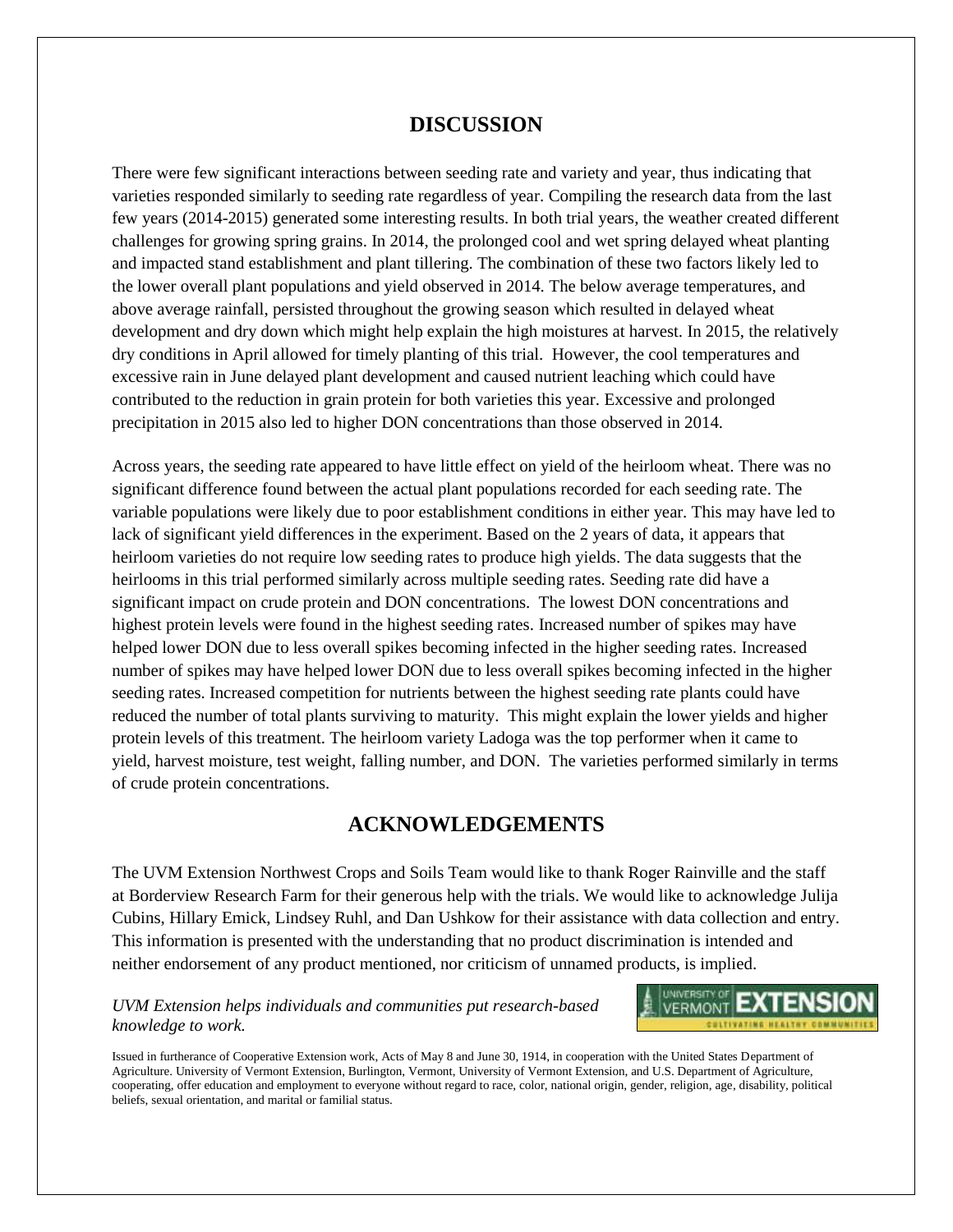## DISCUSSION

There were few significant interactions between seeding rate and variety and year, thus indicating that varieties responded similarly to seeding rate regardless of year. Compiling the research data from the last few years (2014-2015) generated some interesting results. In both trial years, the weather created different challenges for growing spring grains. In 2014, the prolonged cool and wet spring delayed wheat planting and impacted stand establishment and plant tillering. The combination of these two factors likely led to the lower overall plant populations and yield observed in 2014. The below average temperatures, and above average rainfall, persisted throughout the growing season which resulted in delayed wheat development and dry down which might help explain the high moistures at harvest. In 2015, the relatively dry conditions in April allowed for timely planting of this trial. However, the cool temperatures and excessive rain in June delayed plant development and caused nutrient leaching which could have contributed to the reduction in grain protein for both varieties this year. Excessive and prolonged precipitation in 2015 also led to higher DON concentrations than those observed in 2014.

Across years, the seeding rate appeared to have little effect on yield of the heirloom wheat. There was no significant difference found between the actual plant populations recorded for each seeding rate. The variable populations were likely due to poor establishment conditions in either year. This may have led to lack of significant yield differences in the experiment. Based on the 2 years of data, it appears that heirloom varieties do not require low seeding rates to produce high yields. The data suggests that the heirlooms in this trial performed similarly across multiple seeding rates. Seeding rate did have a significant impact on crude protein and DON concentrations. The lowest DON concentrations and highest protein levels were found in the highest seeding rates. Increased number of spikes may have helped lower DON due to less overall spikes becoming infected in the higher seeding rates. Increased number of spikes may have helped lower DON due to less overall spikes becoming infected in the higher seeding rates. Increased competition for nutrients between the highest seeding rate plants could have reduced the number of total plants surviving to maturity. This might explain the lower yields and higher protein levels of this treatment. The heirloom variety Ladoga was the top performer when it came to yield, harvest moisture, test weight, falling number, and DON. The varieties performed similarly in terms of crude protein concentrations.

## ACKNOWLEDGEMENTS

The UVM Extension Northwest Crops and Soils Team would like to thank Roger Rainville and the staff at Borderview Research Farm for their generous help with the trials. We would like to acknowledge Julija Cubins, Hillary Emick, Lindsey Ruhl, and Dan Ushkow for their assistance with data collection and entry. This information is presented with the understanding that no product discrimination is intended and neither endorsement of any product mentioned, nor criticism of unnamed products, is implied.

*UVM Extension helps individuals and communities put research-based knowledge to work.*

UNIVERSITY OF VERMONT EXTENSION
CULTIVATING HEALTHY COMMUNITIES

Issued in furtherance of Cooperative Extension work, Acts of May 8 and June 30, 1914, in cooperation with the United States Department of Agriculture. University of Vermont Extension, Burlington, Vermont, University of Vermont Extension, and U.S. Department of Agriculture, cooperating, offer education and employment to everyone without regard to race, color, national origin, gender, religion, age, disability, political beliefs, sexual orientation, and marital or familial status.